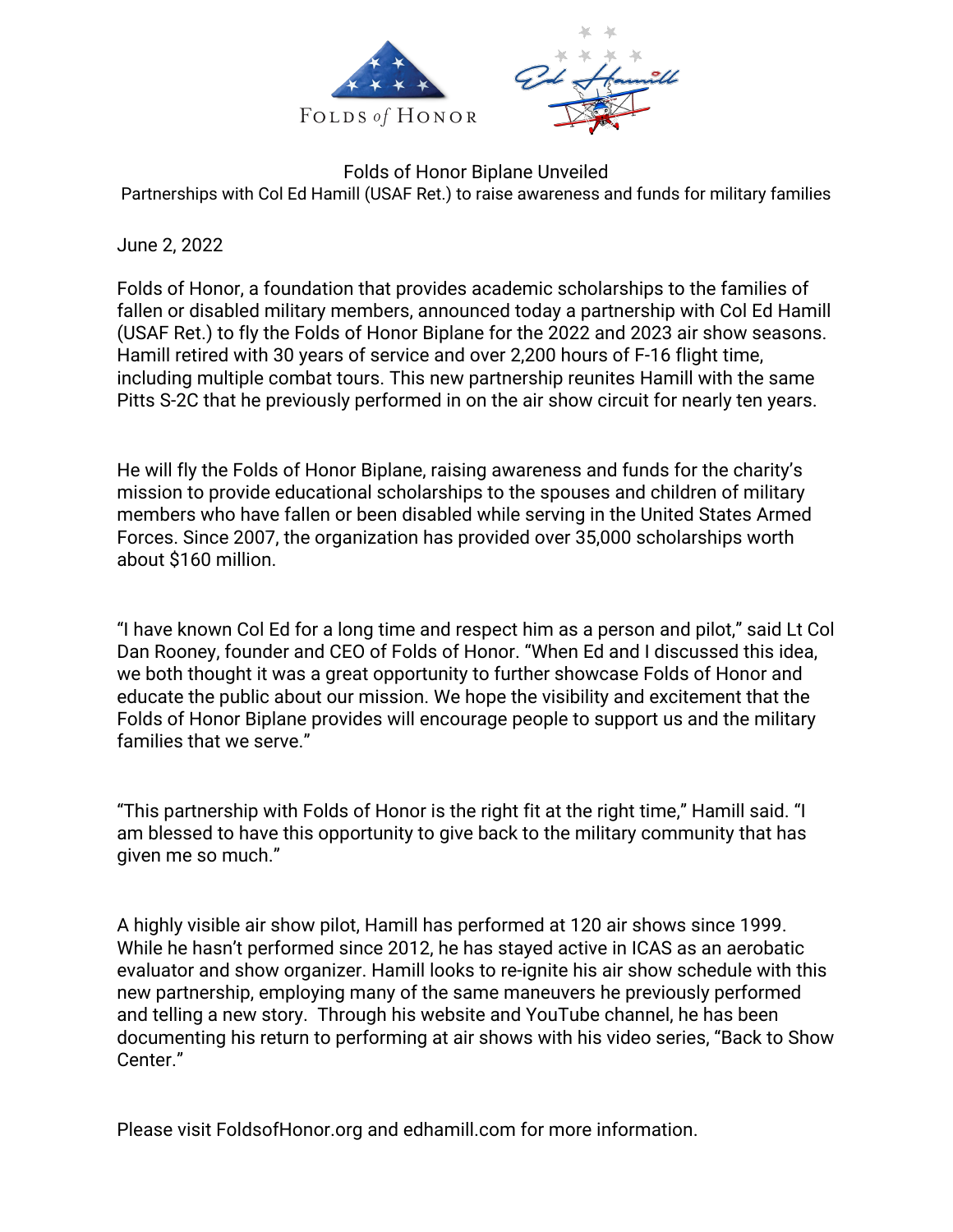# Folds of Honor Biplane Unveiled

Partnerships with Col Ed Hamill (USAF Ret.) to raise awareness and funds for military families

June 2, 2022

Folds of Honor, a foundation that provides academic scholarships to the families of fallen or disabled military members, announced today a partnership with Col Ed Hamill (USAF Ret.) to fly the Folds of Honor Biplane for the 2022 and 2023 air show seasons. Hamill retired with 30 years of service and over 2,200 hours of F-16 flight time, including multiple combat tours. This new partnership reunites Hamill with the same Pitts S-2C that he previously performed in on the air show circuit for nearly ten years.

He will fly the Folds of Honor Biplane, raising awareness and funds for the charity's mission to provide educational scholarships to the spouses and children of military members who have fallen or been disabled while serving in the United States Armed Forces. Since 2007, the organization has provided over 35,000 scholarships worth about $160 million.

"I have known Col Ed for a long time and respect him as a person and pilot," said Lt Col Dan Rooney, founder and CEO of Folds of Honor. "When Ed and I discussed this idea, we both thought it was a great opportunity to further showcase Folds of Honor and educate the public about our mission. We hope the visibility and excitement that the Folds of Honor Biplane provides will encourage people to support us and the military families that we serve."

"This partnership with Folds of Honor is the right fit at the right time," Hamill said. "I am blessed to have this opportunity to give back to the military community that has given me so much."

A highly visible air show pilot, Hamill has performed at 120 air shows since 1999. While he hasn't performed since 2012, he has stayed active in ICAS as an aerobatic evaluator and show organizer. Hamill looks to re-ignite his air show schedule with this new partnership, employing many of the same maneuvers he previously performed and telling a new story. Through his website and YouTube channel, he has been documenting his return to performing at air shows with his video series, "Back to Show Center."

Please visit FoldsofHonor.org and edhamill.com for more information.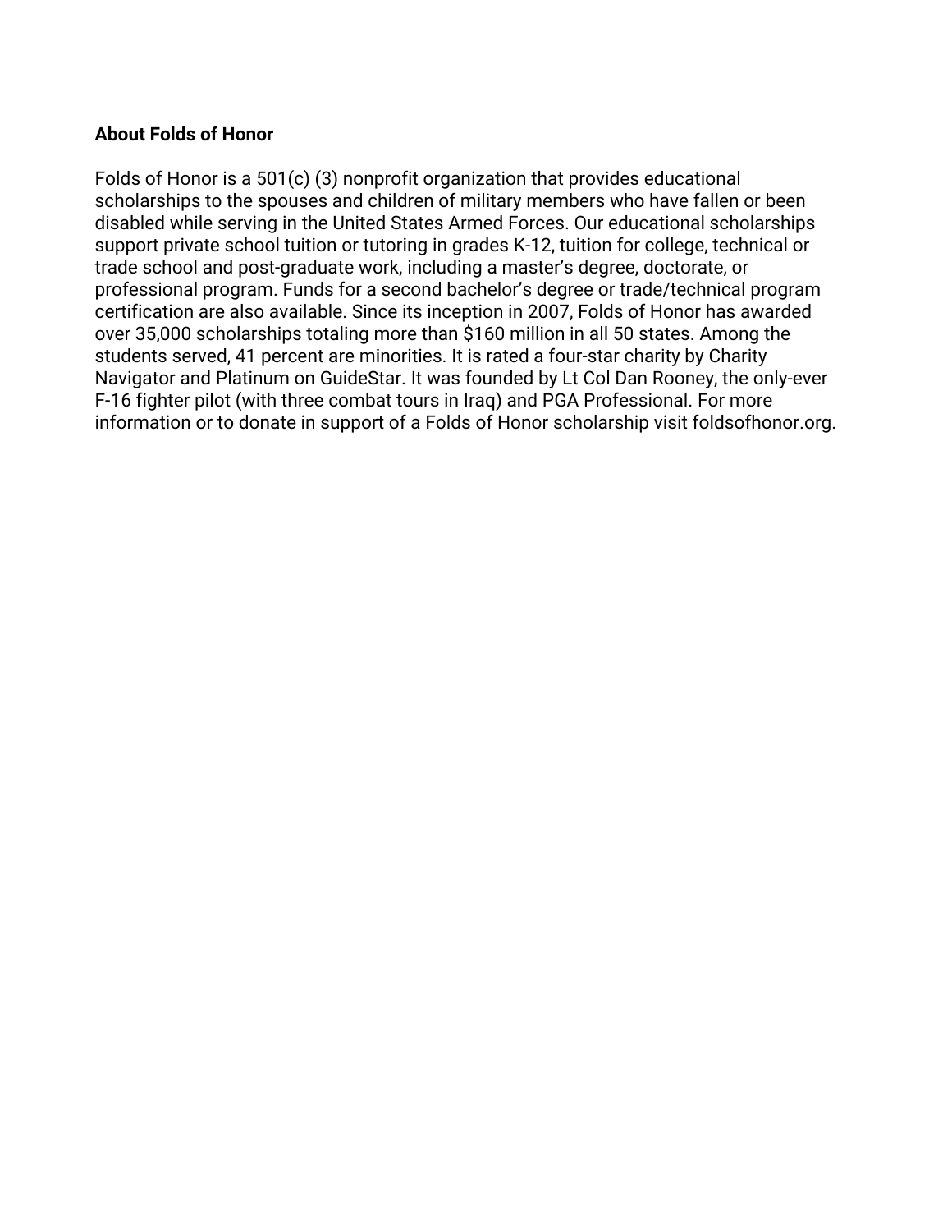**About Folds of Honor**

Folds of Honor is a 501(c) (3) nonprofit organization that provides educational scholarships to the spouses and children of military members who have fallen or been disabled while serving in the United States Armed Forces. Our educational scholarships support private school tuition or tutoring in grades K-12, tuition for college, technical or trade school and post-graduate work, including a master's degree, doctorate, or professional program. Funds for a second bachelor's degree or trade/technical program certification are also available. Since its inception in 2007, Folds of Honor has awarded over 35,000 scholarships totaling more than $160 million in all 50 states. Among the students served, 41 percent are minorities. It is rated a four-star charity by Charity Navigator and Platinum on GuideStar. It was founded by Lt Col Dan Rooney, the only-ever F-16 fighter pilot (with three combat tours in Iraq) and PGA Professional. For more information or to donate in support of a Folds of Honor scholarship visit foldsofhonor.org.